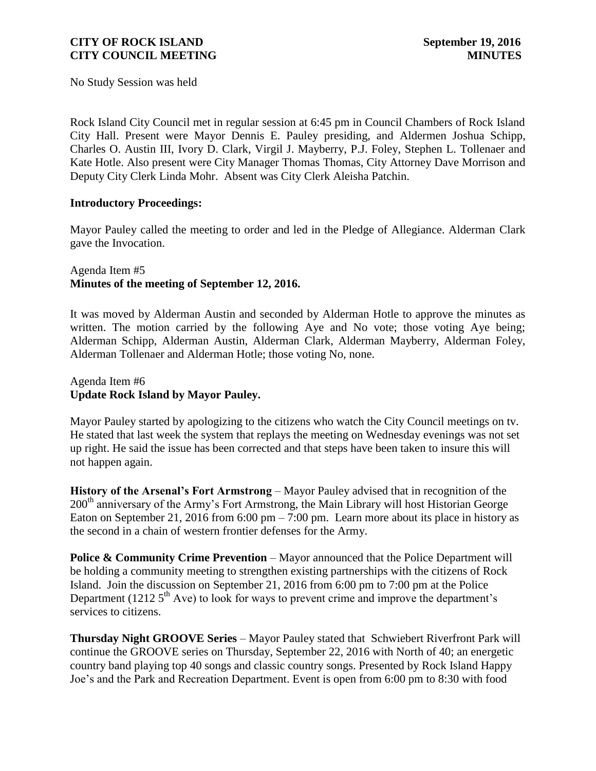No Study Session was held

Rock Island City Council met in regular session at 6:45 pm in Council Chambers of Rock Island City Hall. Present were Mayor Dennis E. Pauley presiding, and Aldermen Joshua Schipp, Charles O. Austin III, Ivory D. Clark, Virgil J. Mayberry, P.J. Foley, Stephen L. Tollenaer and Kate Hotle. Also present were City Manager Thomas Thomas, City Attorney Dave Morrison and Deputy City Clerk Linda Mohr. Absent was City Clerk Aleisha Patchin.

**Introductory Proceedings:**

Mayor Pauley called the meeting to order and led in the Pledge of Allegiance. Alderman Clark gave the Invocation.

Agenda Item #5
**Minutes of the meeting of September 12, 2016.**

It was moved by Alderman Austin and seconded by Alderman Hotle to approve the minutes as written. The motion carried by the following Aye and No vote; those voting Aye being; Alderman Schipp, Alderman Austin, Alderman Clark, Alderman Mayberry, Alderman Foley, Alderman Tollenaer and Alderman Hotle; those voting No, none.

Agenda Item #6
**Update Rock Island by Mayor Pauley.**

Mayor Pauley started by apologizing to the citizens who watch the City Council meetings on tv. He stated that last week the system that replays the meeting on Wednesday evenings was not set up right. He said the issue has been corrected and that steps have been taken to insure this will not happen again.

**History of the Arsenal's Fort Armstrong** – Mayor Pauley advised that in recognition of the 200th anniversary of the Army's Fort Armstrong, the Main Library will host Historian George Eaton on September 21, 2016 from 6:00 pm – 7:00 pm. Learn more about its place in history as the second in a chain of western frontier defenses for the Army.

**Police & Community Crime Prevention** – Mayor announced that the Police Department will be holding a community meeting to strengthen existing partnerships with the citizens of Rock Island. Join the discussion on September 21, 2016 from 6:00 pm to 7:00 pm at the Police Department (1212 5th Ave) to look for ways to prevent crime and improve the department's services to citizens.

**Thursday Night GROOVE Series** – Mayor Pauley stated that Schwiebert Riverfront Park will continue the GROOVE series on Thursday, September 22, 2016 with North of 40; an energetic country band playing top 40 songs and classic country songs. Presented by Rock Island Happy Joe's and the Park and Recreation Department. Event is open from 6:00 pm to 8:30 with food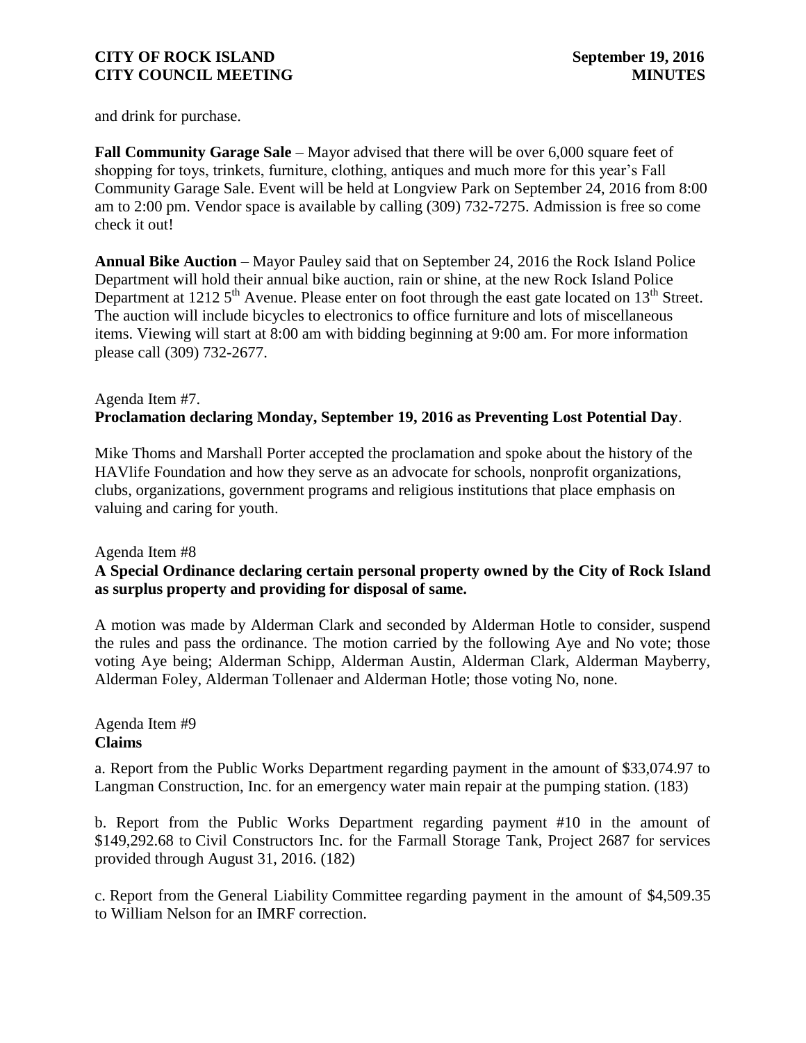and drink for purchase.

**Fall Community Garage Sale** – Mayor advised that there will be over 6,000 square feet of shopping for toys, trinkets, furniture, clothing, antiques and much more for this year's Fall Community Garage Sale. Event will be held at Longview Park on September 24, 2016 from 8:00 am to 2:00 pm. Vendor space is available by calling (309) 732-7275. Admission is free so come check it out!

**Annual Bike Auction** – Mayor Pauley said that on September 24, 2016 the Rock Island Police Department will hold their annual bike auction, rain or shine, at the new Rock Island Police Department at 1212 5th Avenue. Please enter on foot through the east gate located on 13th Street. The auction will include bicycles to electronics to office furniture and lots of miscellaneous items. Viewing will start at 8:00 am with bidding beginning at 9:00 am. For more information please call (309) 732-2677.

Agenda Item #7.
**Proclamation declaring Monday, September 19, 2016 as Preventing Lost Potential Day**.

Mike Thoms and Marshall Porter accepted the proclamation and spoke about the history of the HAVlife Foundation and how they serve as an advocate for schools, nonprofit organizations, clubs, organizations, government programs and religious institutions that place emphasis on valuing and caring for youth.

Agenda Item #8
**A Special Ordinance declaring certain personal property owned by the City of Rock Island as surplus property and providing for disposal of same.**

A motion was made by Alderman Clark and seconded by Alderman Hotle to consider, suspend the rules and pass the ordinance. The motion carried by the following Aye and No vote; those voting Aye being; Alderman Schipp, Alderman Austin, Alderman Clark, Alderman Mayberry, Alderman Foley, Alderman Tollenaer and Alderman Hotle; those voting No, none.

Agenda Item #9
**Claims**

a. Report from the Public Works Department regarding payment in the amount of $33,074.97 to Langman Construction, Inc. for an emergency water main repair at the pumping station. (183)

b. Report from the Public Works Department regarding payment #10 in the amount of $149,292.68 to Civil Constructors Inc. for the Farmall Storage Tank, Project 2687 for services provided through August 31, 2016. (182)

c. Report from the General Liability Committee regarding payment in the amount of $4,509.35 to William Nelson for an IMRF correction.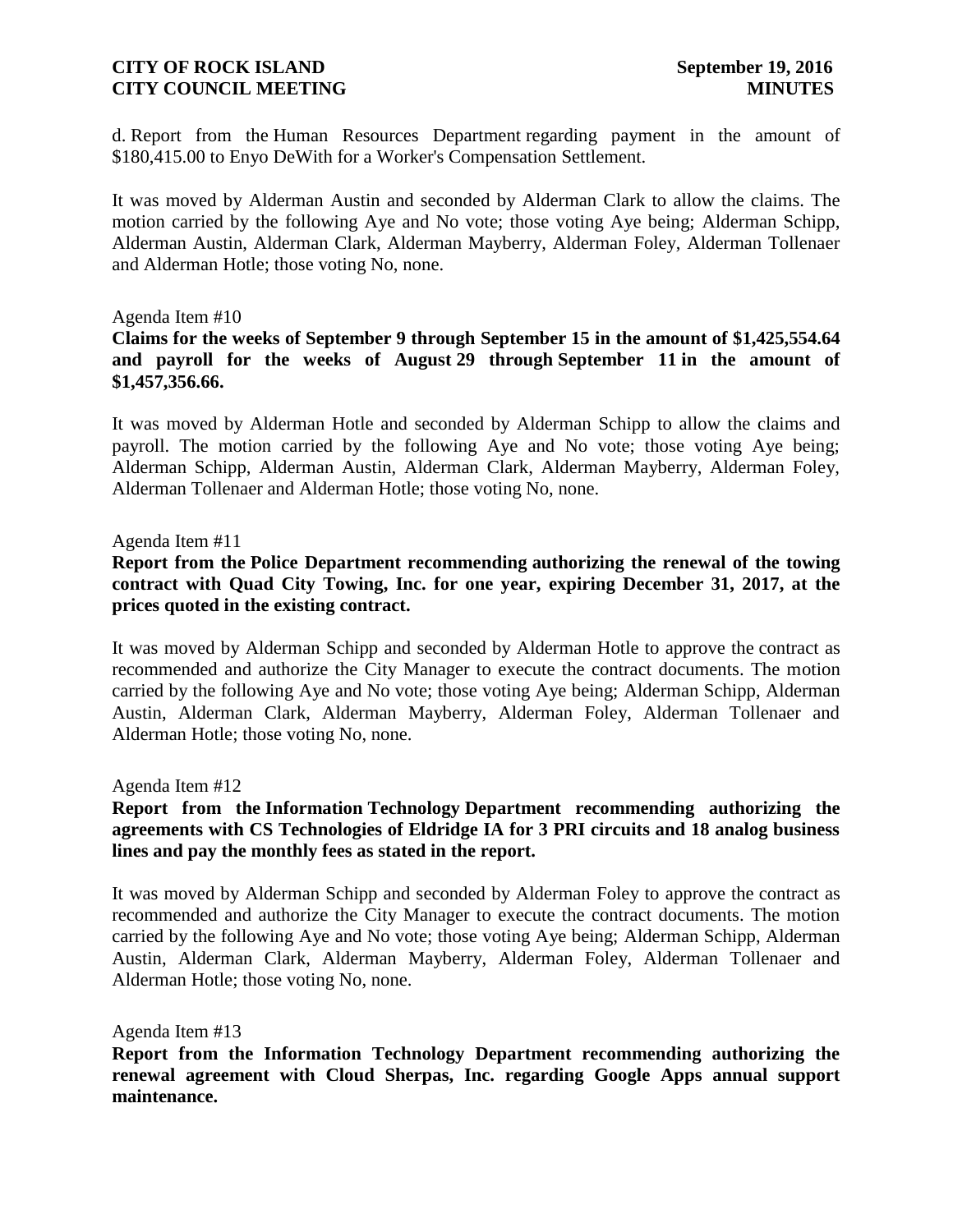d. Report from the Human Resources Department regarding payment in the amount of $180,415.00 to Enyo DeWith for a Worker's Compensation Settlement.

It was moved by Alderman Austin and seconded by Alderman Clark to allow the claims. The motion carried by the following Aye and No vote; those voting Aye being; Alderman Schipp, Alderman Austin, Alderman Clark, Alderman Mayberry, Alderman Foley, Alderman Tollenaer and Alderman Hotle; those voting No, none.

Agenda Item #10

**Claims for the weeks of September 9 through September 15 in the amount of $1,425,554.64 and payroll for the weeks of August 29 through September 11 in the amount of $1,457,356.66.**

It was moved by Alderman Hotle and seconded by Alderman Schipp to allow the claims and payroll. The motion carried by the following Aye and No vote; those voting Aye being; Alderman Schipp, Alderman Austin, Alderman Clark, Alderman Mayberry, Alderman Foley, Alderman Tollenaer and Alderman Hotle; those voting No, none.

Agenda Item #11

**Report from the Police Department recommending authorizing the renewal of the towing contract with Quad City Towing, Inc. for one year, expiring December 31, 2017, at the prices quoted in the existing contract.**

It was moved by Alderman Schipp and seconded by Alderman Hotle to approve the contract as recommended and authorize the City Manager to execute the contract documents. The motion carried by the following Aye and No vote; those voting Aye being; Alderman Schipp, Alderman Austin, Alderman Clark, Alderman Mayberry, Alderman Foley, Alderman Tollenaer and Alderman Hotle; those voting No, none.

Agenda Item #12

**Report from the Information Technology Department recommending authorizing the agreements with CS Technologies of Eldridge IA for 3 PRI circuits and 18 analog business lines and pay the monthly fees as stated in the report.**

It was moved by Alderman Schipp and seconded by Alderman Foley to approve the contract as recommended and authorize the City Manager to execute the contract documents. The motion carried by the following Aye and No vote; those voting Aye being; Alderman Schipp, Alderman Austin, Alderman Clark, Alderman Mayberry, Alderman Foley, Alderman Tollenaer and Alderman Hotle; those voting No, none.

Agenda Item #13

**Report from the Information Technology Department recommending authorizing the renewal agreement with Cloud Sherpas, Inc. regarding Google Apps annual support maintenance.**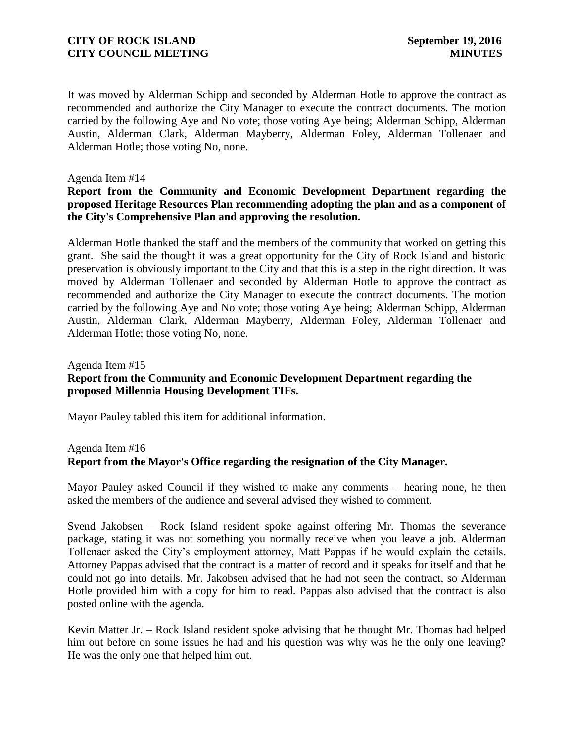It was moved by Alderman Schipp and seconded by Alderman Hotle to approve the contract as recommended and authorize the City Manager to execute the contract documents. The motion carried by the following Aye and No vote; those voting Aye being; Alderman Schipp, Alderman Austin, Alderman Clark, Alderman Mayberry, Alderman Foley, Alderman Tollenaer and Alderman Hotle; those voting No, none.

Agenda Item #14

**Report from the Community and Economic Development Department regarding the proposed Heritage Resources Plan recommending adopting the plan and as a component of the City's Comprehensive Plan and approving the resolution.**

Alderman Hotle thanked the staff and the members of the community that worked on getting this grant. She said the thought it was a great opportunity for the City of Rock Island and historic preservation is obviously important to the City and that this is a step in the right direction. It was moved by Alderman Tollenaer and seconded by Alderman Hotle to approve the contract as recommended and authorize the City Manager to execute the contract documents. The motion carried by the following Aye and No vote; those voting Aye being; Alderman Schipp, Alderman Austin, Alderman Clark, Alderman Mayberry, Alderman Foley, Alderman Tollenaer and Alderman Hotle; those voting No, none.

Agenda Item #15

**Report from the Community and Economic Development Department regarding the proposed Millennia Housing Development TIFs.**

Mayor Pauley tabled this item for additional information.

Agenda Item #16

**Report from the Mayor's Office regarding the resignation of the City Manager.**

Mayor Pauley asked Council if they wished to make any comments – hearing none, he then asked the members of the audience and several advised they wished to comment.

Svend Jakobsen – Rock Island resident spoke against offering Mr. Thomas the severance package, stating it was not something you normally receive when you leave a job. Alderman Tollenaer asked the City's employment attorney, Matt Pappas if he would explain the details. Attorney Pappas advised that the contract is a matter of record and it speaks for itself and that he could not go into details. Mr. Jakobsen advised that he had not seen the contract, so Alderman Hotle provided him with a copy for him to read. Pappas also advised that the contract is also posted online with the agenda.

Kevin Matter Jr. – Rock Island resident spoke advising that he thought Mr. Thomas had helped him out before on some issues he had and his question was why was he the only one leaving? He was the only one that helped him out.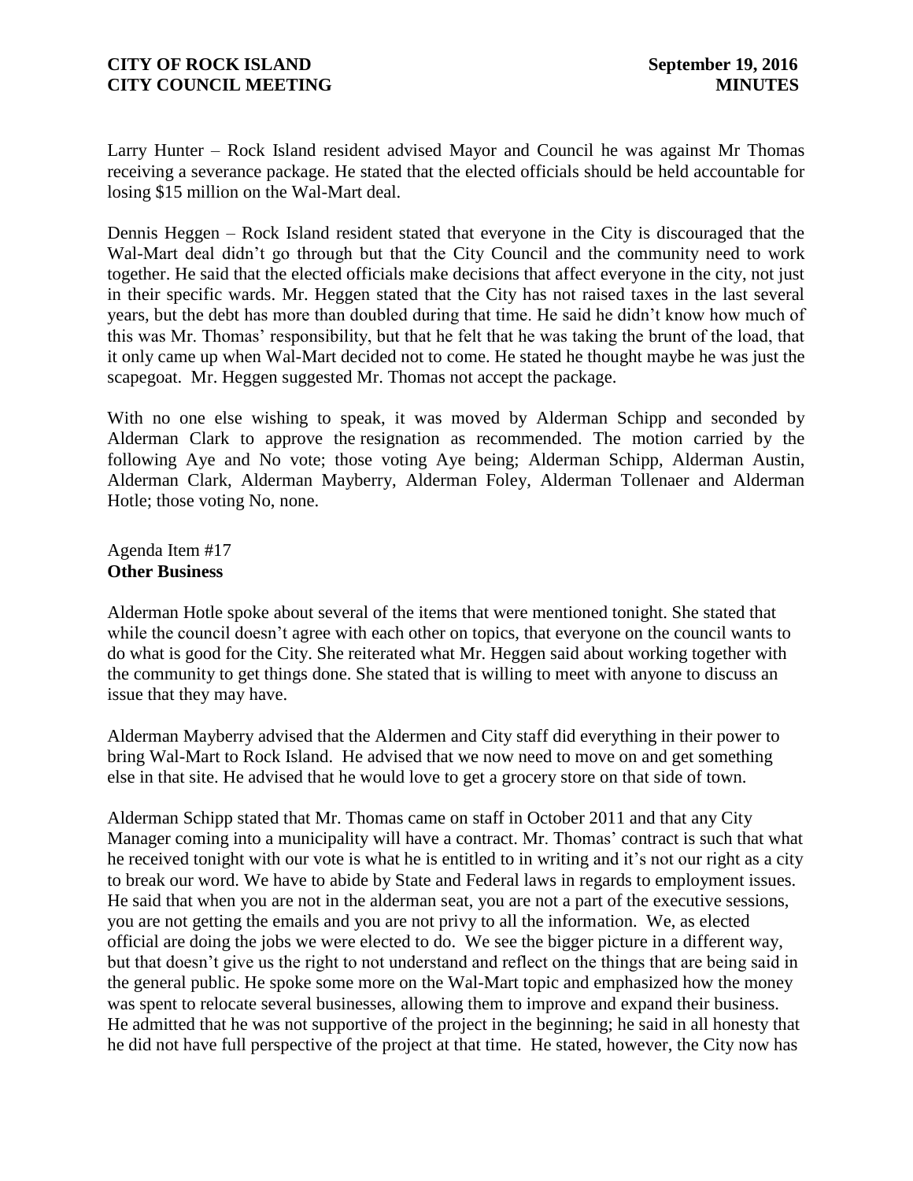Larry Hunter – Rock Island resident advised Mayor and Council he was against Mr Thomas receiving a severance package. He stated that the elected officials should be held accountable for losing $15 million on the Wal-Mart deal.

Dennis Heggen – Rock Island resident stated that everyone in the City is discouraged that the Wal-Mart deal didn’t go through but that the City Council and the community need to work together. He said that the elected officials make decisions that affect everyone in the city, not just in their specific wards. Mr. Heggen stated that the City has not raised taxes in the last several years, but the debt has more than doubled during that time. He said he didn’t know how much of this was Mr. Thomas’ responsibility, but that he felt that he was taking the brunt of the load, that it only came up when Wal-Mart decided not to come. He stated he thought maybe he was just the scapegoat. Mr. Heggen suggested Mr. Thomas not accept the package.

With no one else wishing to speak, it was moved by Alderman Schipp and seconded by Alderman Clark to approve the resignation as recommended. The motion carried by the following Aye and No vote; those voting Aye being; Alderman Schipp, Alderman Austin, Alderman Clark, Alderman Mayberry, Alderman Foley, Alderman Tollenaer and Alderman Hotle; those voting No, none.

Agenda Item #17
**Other Business**

Alderman Hotle spoke about several of the items that were mentioned tonight. She stated that while the council doesn’t agree with each other on topics, that everyone on the council wants to do what is good for the City. She reiterated what Mr. Heggen said about working together with the community to get things done. She stated that is willing to meet with anyone to discuss an issue that they may have.

Alderman Mayberry advised that the Aldermen and City staff did everything in their power to bring Wal-Mart to Rock Island. He advised that we now need to move on and get something else in that site. He advised that he would love to get a grocery store on that side of town.

Alderman Schipp stated that Mr. Thomas came on staff in October 2011 and that any City Manager coming into a municipality will have a contract. Mr. Thomas’ contract is such that what he received tonight with our vote is what he is entitled to in writing and it’s not our right as a city to break our word. We have to abide by State and Federal laws in regards to employment issues. He said that when you are not in the alderman seat, you are not a part of the executive sessions, you are not getting the emails and you are not privy to all the information. We, as elected official are doing the jobs we were elected to do. We see the bigger picture in a different way, but that doesn’t give us the right to not understand and reflect on the things that are being said in the general public. He spoke some more on the Wal-Mart topic and emphasized how the money was spent to relocate several businesses, allowing them to improve and expand their business. He admitted that he was not supportive of the project in the beginning; he said in all honesty that he did not have full perspective of the project at that time. He stated, however, the City now has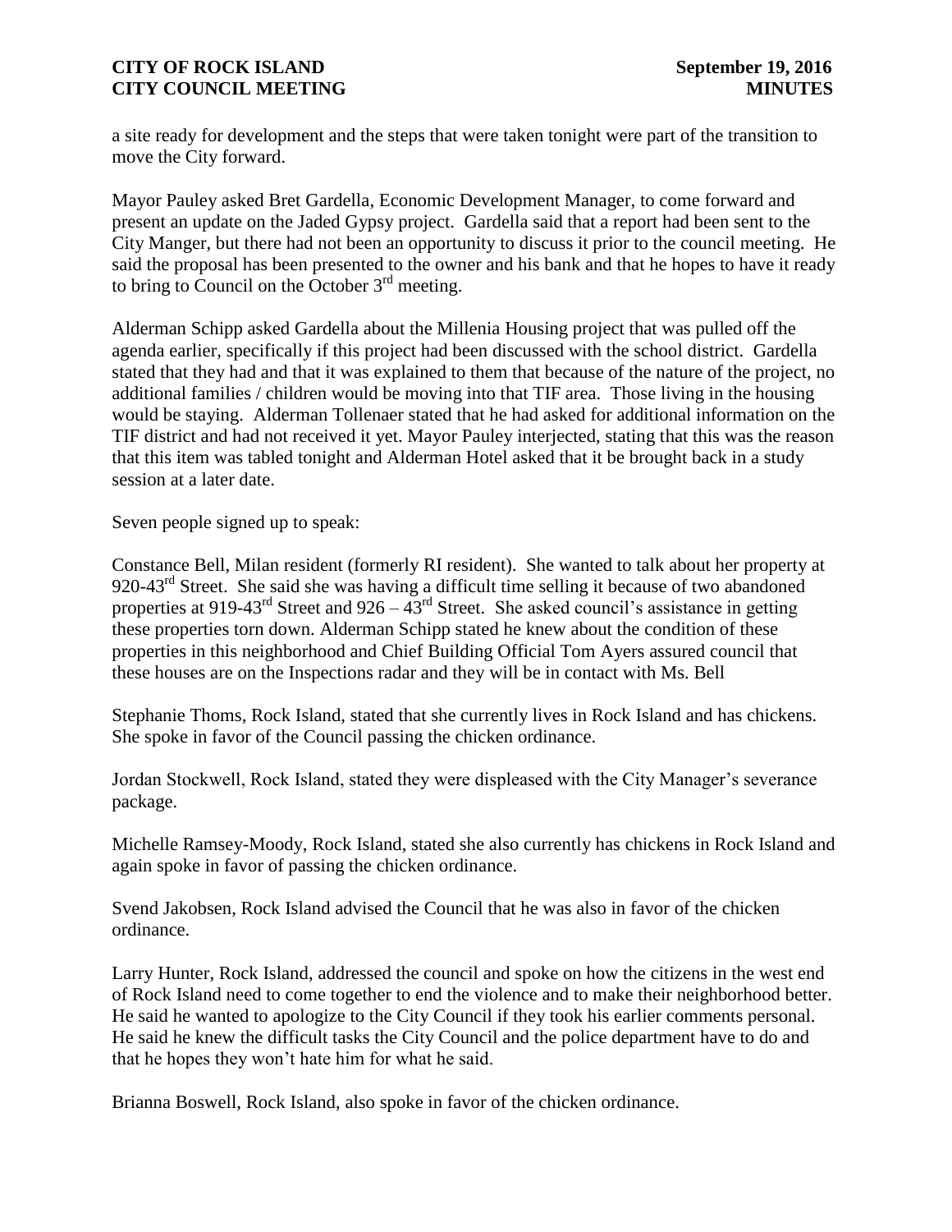a site ready for development and the steps that were taken tonight were part of the transition to move the City forward.

Mayor Pauley asked Bret Gardella, Economic Development Manager, to come forward and present an update on the Jaded Gypsy project. Gardella said that a report had been sent to the City Manger, but there had not been an opportunity to discuss it prior to the council meeting. He said the proposal has been presented to the owner and his bank and that he hopes to have it ready to bring to Council on the October 3rd meeting.

Alderman Schipp asked Gardella about the Millenia Housing project that was pulled off the agenda earlier, specifically if this project had been discussed with the school district. Gardella stated that they had and that it was explained to them that because of the nature of the project, no additional families / children would be moving into that TIF area. Those living in the housing would be staying. Alderman Tollenaer stated that he had asked for additional information on the TIF district and had not received it yet. Mayor Pauley interjected, stating that this was the reason that this item was tabled tonight and Alderman Hotel asked that it be brought back in a study session at a later date.

Seven people signed up to speak:

Constance Bell, Milan resident (formerly RI resident). She wanted to talk about her property at 920-43rd Street. She said she was having a difficult time selling it because of two abandoned properties at 919-43rd Street and 926 – 43rd Street. She asked council's assistance in getting these properties torn down. Alderman Schipp stated he knew about the condition of these properties in this neighborhood and Chief Building Official Tom Ayers assured council that these houses are on the Inspections radar and they will be in contact with Ms. Bell

Stephanie Thoms, Rock Island, stated that she currently lives in Rock Island and has chickens. She spoke in favor of the Council passing the chicken ordinance.

Jordan Stockwell, Rock Island, stated they were displeased with the City Manager's severance package.

Michelle Ramsey-Moody, Rock Island, stated she also currently has chickens in Rock Island and again spoke in favor of passing the chicken ordinance.

Svend Jakobsen, Rock Island advised the Council that he was also in favor of the chicken ordinance.

Larry Hunter, Rock Island, addressed the council and spoke on how the citizens in the west end of Rock Island need to come together to end the violence and to make their neighborhood better. He said he wanted to apologize to the City Council if they took his earlier comments personal. He said he knew the difficult tasks the City Council and the police department have to do and that he hopes they won't hate him for what he said.

Brianna Boswell, Rock Island, also spoke in favor of the chicken ordinance.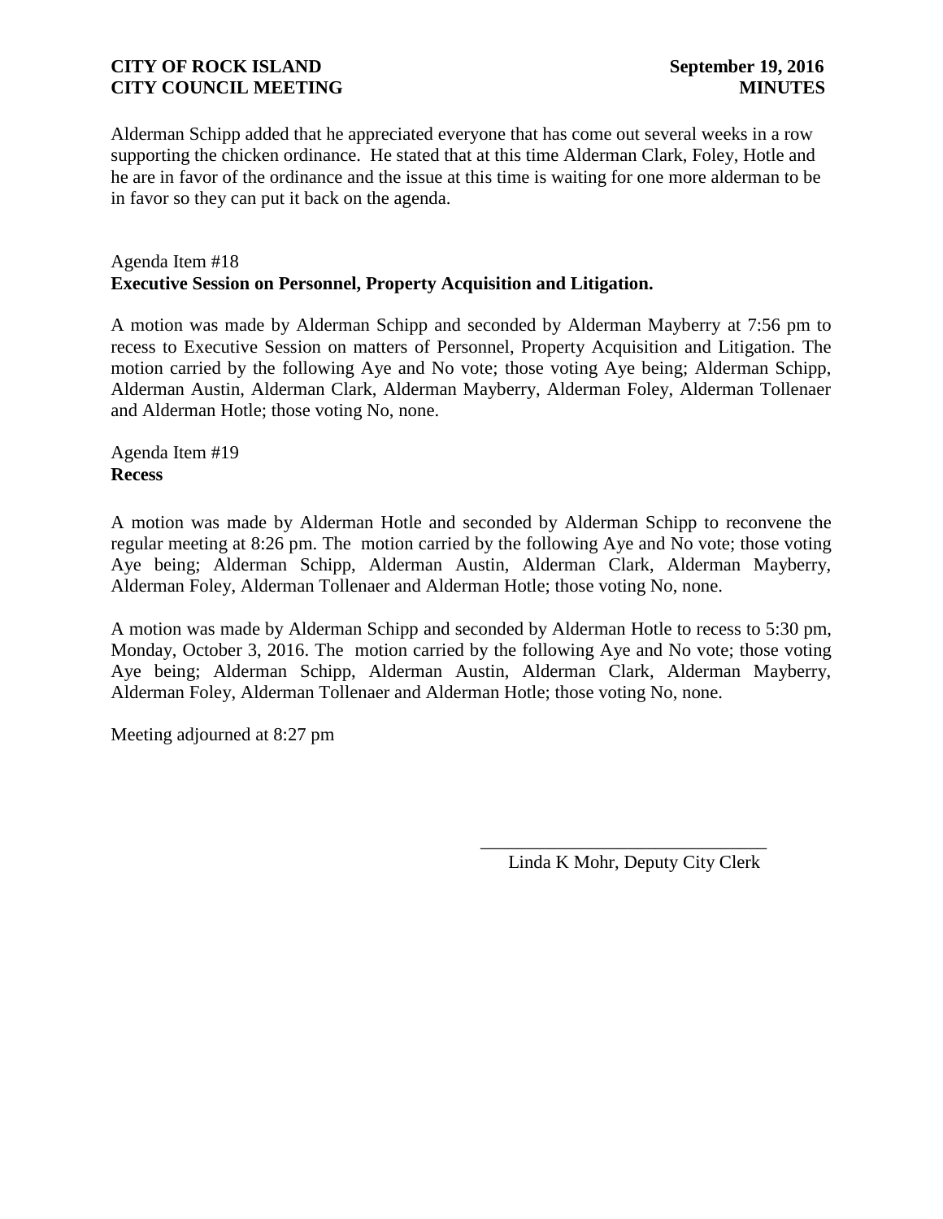Alderman Schipp added that he appreciated everyone that has come out several weeks in a row supporting the chicken ordinance. He stated that at this time Alderman Clark, Foley, Hotle and he are in favor of the ordinance and the issue at this time is waiting for one more alderman to be in favor so they can put it back on the agenda.

Agenda Item #18
**Executive Session on Personnel, Property Acquisition and Litigation.**

A motion was made by Alderman Schipp and seconded by Alderman Mayberry at 7:56 pm to recess to Executive Session on matters of Personnel, Property Acquisition and Litigation. The motion carried by the following Aye and No vote; those voting Aye being; Alderman Schipp, Alderman Austin, Alderman Clark, Alderman Mayberry, Alderman Foley, Alderman Tollenaer and Alderman Hotle; those voting No, none.

Agenda Item #19
**Recess**

A motion was made by Alderman Hotle and seconded by Alderman Schipp to reconvene the regular meeting at 8:26 pm. The motion carried by the following Aye and No vote; those voting Aye being; Alderman Schipp, Alderman Austin, Alderman Clark, Alderman Mayberry, Alderman Foley, Alderman Tollenaer and Alderman Hotle; those voting No, none.

A motion was made by Alderman Schipp and seconded by Alderman Hotle to recess to 5:30 pm, Monday, October 3, 2016. The motion carried by the following Aye and No vote; those voting Aye being; Alderman Schipp, Alderman Austin, Alderman Clark, Alderman Mayberry, Alderman Foley, Alderman Tollenaer and Alderman Hotle; those voting No, none.

Meeting adjourned at 8:27 pm

\_\_\_\_\_\_\_\_\_\_\_\_\_\_\_\_\_\_\_\_\_\_\_\_\_\_\_\_\_\_\_\_

Linda K Mohr, Deputy City Clerk